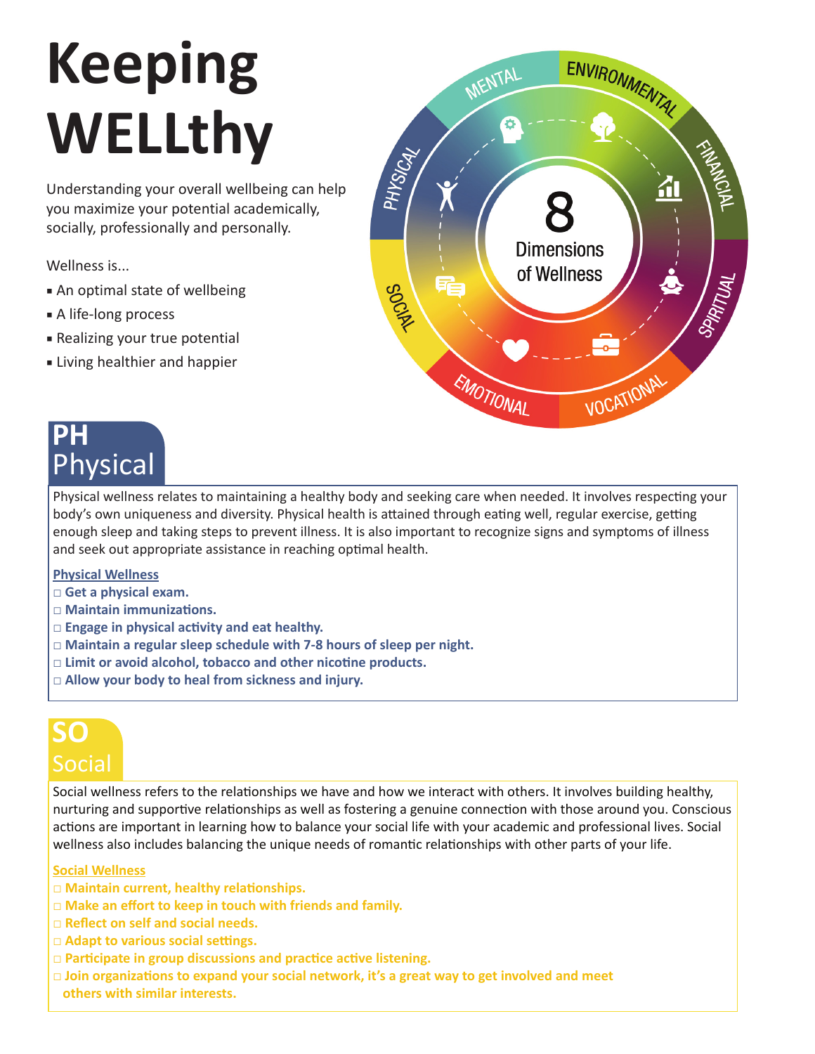# Keeping WELLthy

Understanding your overall wellbeing can help you maximize your potential academically, socially, professionally and personally.

Wellness is...

- An optimal state of wellbeing
- A life-long process
- Realizing your true potential
- Living healthier and happier

8 Dimensions of Wellness

MENTAL · ENVIRONMENTAL · FINANCIAL · SPIRITUAL · VOCATIONAL · EMOTIONAL · SOCIAL · PHYSICAL

## PH Physical

Physical wellness relates to maintaining a healthy body and seeking care when needed. It involves respecting your body's own uniqueness and diversity. Physical health is attained through eating well, regular exercise, getting enough sleep and taking steps to prevent illness. It is also important to recognize signs and symptoms of illness and seek out appropriate assistance in reaching optimal health.

**Physical Wellness**

- □ **Get a physical exam.**
- □ **Maintain immunizations.**
- □ **Engage in physical activity and eat healthy.**
- □ **Maintain a regular sleep schedule with 7-8 hours of sleep per night.**
- □ **Limit or avoid alcohol, tobacco and other nicotine products.**
- □ **Allow your body to heal from sickness and injury.**

## SO Social

Social wellness refers to the relationships we have and how we interact with others. It involves building healthy, nurturing and supportive relationships as well as fostering a genuine connection with those around you. Conscious actions are important in learning how to balance your social life with your academic and professional lives. Social wellness also includes balancing the unique needs of romantic relationships with other parts of your life.

**Social Wellness**

- □ **Maintain current, healthy relationships.**
- □ **Make an effort to keep in touch with friends and family.**
- □ **Reflect on self and social needs.**
- □ **Adapt to various social settings.**
- □ **Participate in group discussions and practice active listening.**
- □ **Join organizations to expand your social network, it's a great way to get involved and meet others with similar interests.**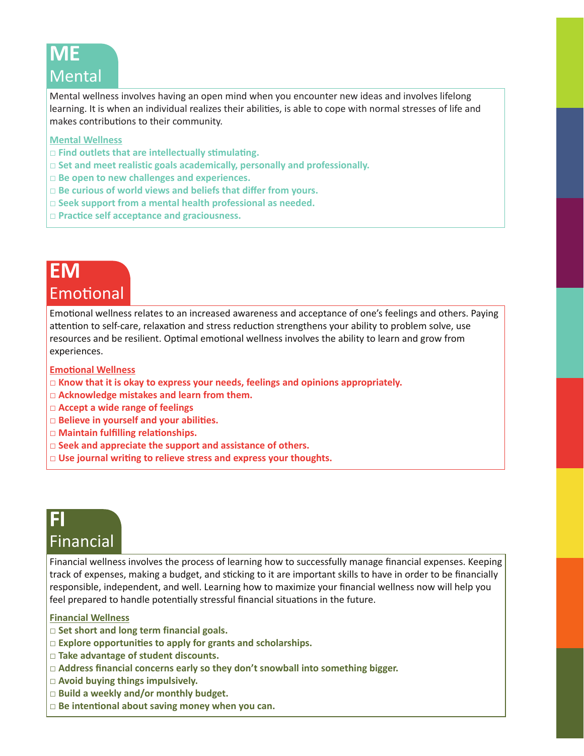## ME
## Mental

Mental wellness involves having an open mind when you encounter new ideas and involves lifelong learning. It is when an individual realizes their abilities, is able to cope with normal stresses of life and makes contributions to their community.

**Mental Wellness**

- □ **Find outlets that are intellectually stimulating.**
- □ **Set and meet realistic goals academically, personally and professionally.**
- □ **Be open to new challenges and experiences.**
- □ **Be curious of world views and beliefs that differ from yours.**
- □ **Seek support from a mental health professional as needed.**
- □ **Practice self acceptance and graciousness.**

## EM
## Emotional

Emotional wellness relates to an increased awareness and acceptance of one's feelings and others. Paying attention to self-care, relaxation and stress reduction strengthens your ability to problem solve, use resources and be resilient. Optimal emotional wellness involves the ability to learn and grow from experiences.

**Emotional Wellness**

- □ **Know that it is okay to express your needs, feelings and opinions appropriately.**
- □ **Acknowledge mistakes and learn from them.**
- □ **Accept a wide range of feelings**
- □ **Believe in yourself and your abilities.**
- □ **Maintain fulfilling relationships.**
- □ **Seek and appreciate the support and assistance of others.**
- □ **Use journal writing to relieve stress and express your thoughts.**

## FI
## Financial

Financial wellness involves the process of learning how to successfully manage financial expenses. Keeping track of expenses, making a budget, and sticking to it are important skills to have in order to be financially responsible, independent, and well. Learning how to maximize your financial wellness now will help you feel prepared to handle potentially stressful financial situations in the future.

**Financial Wellness**

- □ **Set short and long term financial goals.**
- □ **Explore opportunities to apply for grants and scholarships.**
- □ **Take advantage of student discounts.**
- □ **Address financial concerns early so they don't snowball into something bigger.**
- □ **Avoid buying things impulsively.**
- □ **Build a weekly and/or monthly budget.**
- □ **Be intentional about saving money when you can.**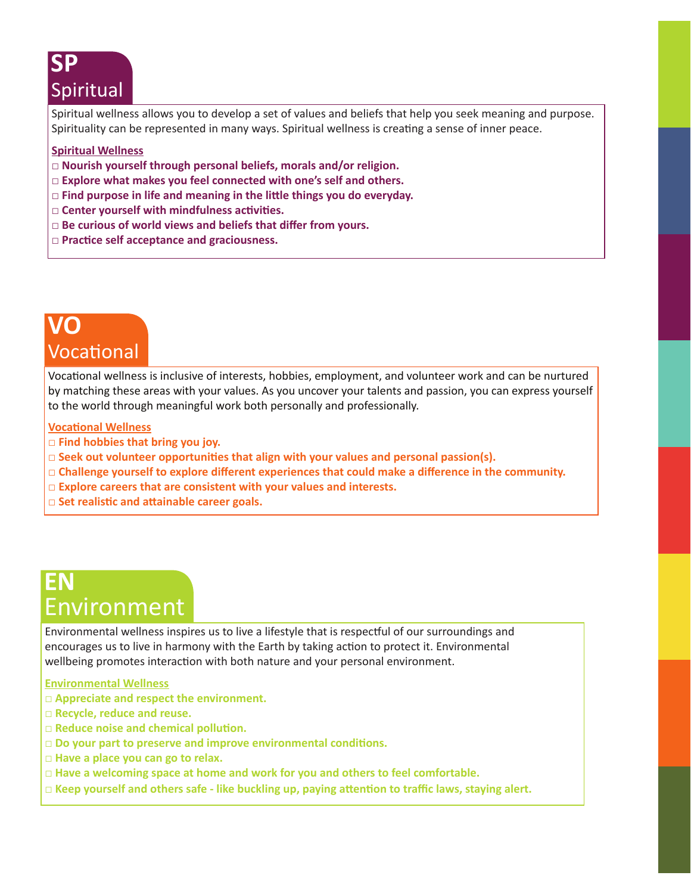## SP
## Spiritual

Spiritual wellness allows you to develop a set of values and beliefs that help you seek meaning and purpose. Spirituality can be represented in many ways. Spiritual wellness is creating a sense of inner peace.

### Spiritual Wellness

- □ **Nourish yourself through personal beliefs, morals and/or religion.**
- □ **Explore what makes you feel connected with one's self and others.**
- □ **Find purpose in life and meaning in the little things you do everyday.**
- □ **Center yourself with mindfulness activities.**
- □ **Be curious of world views and beliefs that differ from yours.**
- □ **Practice self acceptance and graciousness.**

## VO
## Vocational

Vocational wellness is inclusive of interests, hobbies, employment, and volunteer work and can be nurtured by matching these areas with your values. As you uncover your talents and passion, you can express yourself to the world through meaningful work both personally and professionally.

### Vocational Wellness

- □ **Find hobbies that bring you joy.**
- □ **Seek out volunteer opportunities that align with your values and personal passion(s).**
- □ **Challenge yourself to explore different experiences that could make a difference in the community.**
- □ **Explore careers that are consistent with your values and interests.**
- □ **Set realistic and attainable career goals.**

## EN
## Environment

Environmental wellness inspires us to live a lifestyle that is respectful of our surroundings and encourages us to live in harmony with the Earth by taking action to protect it. Environmental wellbeing promotes interaction with both nature and your personal environment.

### Environmental Wellness

- □ **Appreciate and respect the environment.**
- □ **Recycle, reduce and reuse.**
- □ **Reduce noise and chemical pollution.**
- □ **Do your part to preserve and improve environmental conditions.**
- □ **Have a place you can go to relax.**
- □ **Have a welcoming space at home and work for you and others to feel comfortable.**
- □ **Keep yourself and others safe - like buckling up, paying attention to traffic laws, staying alert.**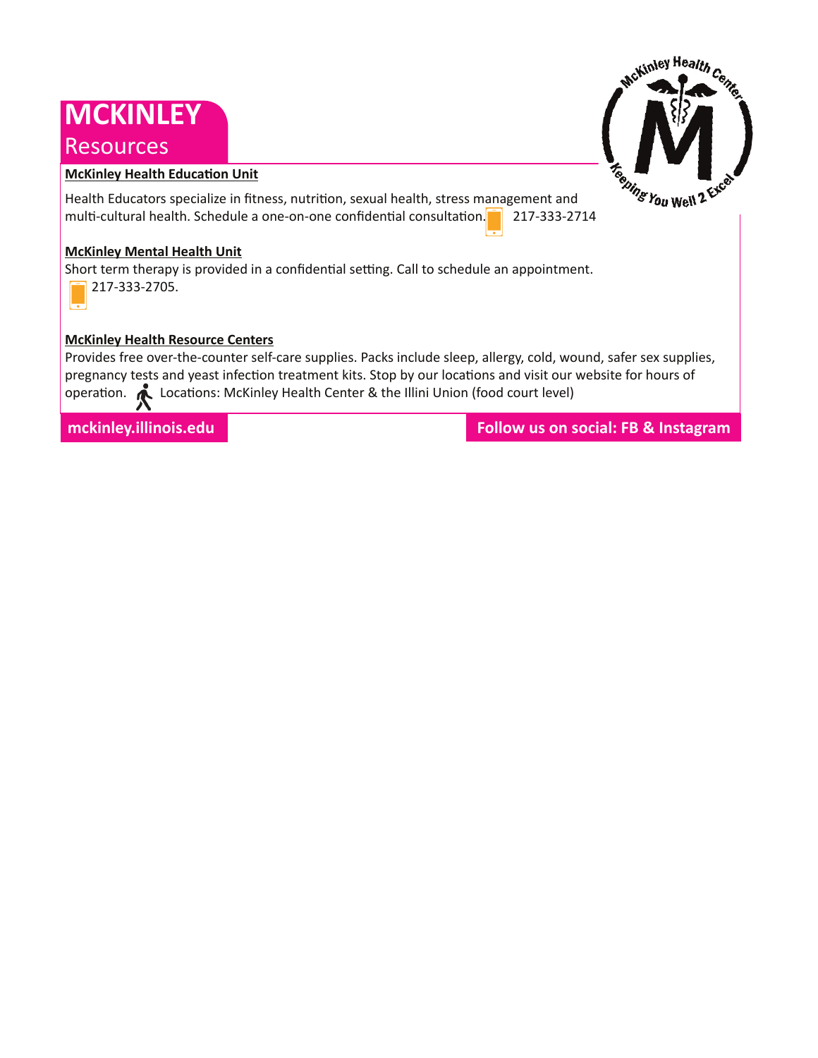# MCKINLEY
## Resources

**McKinley Health Education Unit**

Health Educators specialize in fitness, nutrition, sexual health, stress management and multi-cultural health. Schedule a one-on-one confidential consultation. 217-333-2714

**McKinley Mental Health Unit**

Short term therapy is provided in a confidential setting. Call to schedule an appointment. 217-333-2705.

**McKinley Health Resource Centers**

Provides free over-the-counter self-care supplies. Packs include sleep, allergy, cold, wound, safer sex supplies, pregnancy tests and yeast infection treatment kits. Stop by our locations and visit our website for hours of operation. Locations: McKinley Health Center & the Illini Union (food court level)

**mckinley.illinois.edu**

**Follow us on social: FB & Instagram**